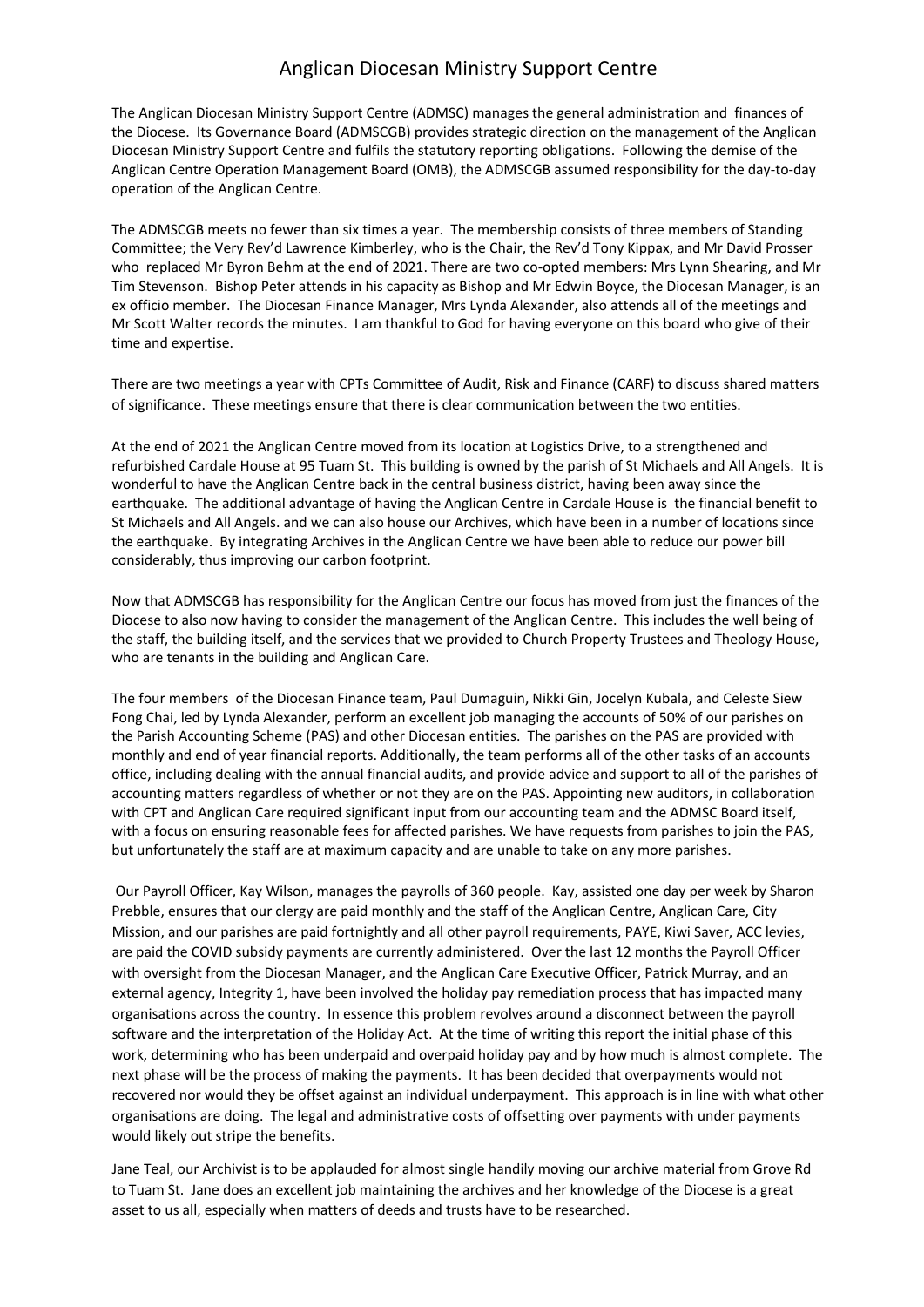# Anglican Diocesan Ministry Support Centre

The Anglican Diocesan Ministry Support Centre (ADMSC) manages the general administration and finances of the Diocese. Its Governance Board (ADMSCGB) provides strategic direction on the management of the Anglican Diocesan Ministry Support Centre and fulfils the statutory reporting obligations. Following the demise of the Anglican Centre Operation Management Board (OMB), the ADMSCGB assumed responsibility for the day-to-day operation of the Anglican Centre.

The ADMSCGB meets no fewer than six times a year. The membership consists of three members of Standing Committee; the Very Rev'd Lawrence Kimberley, who is the Chair, the Rev'd Tony Kippax, and Mr David Prosser who replaced Mr Byron Behm at the end of 2021. There are two co-opted members: Mrs Lynn Shearing, and Mr Tim Stevenson. Bishop Peter attends in his capacity as Bishop and Mr Edwin Boyce, the Diocesan Manager, is an ex officio member. The Diocesan Finance Manager, Mrs Lynda Alexander, also attends all of the meetings and Mr Scott Walter records the minutes. I am thankful to God for having everyone on this board who give of their time and expertise.

There are two meetings a year with CPTs Committee of Audit, Risk and Finance (CARF) to discuss shared matters of significance. These meetings ensure that there is clear communication between the two entities.

At the end of 2021 the Anglican Centre moved from its location at Logistics Drive, to a strengthened and refurbished Cardale House at 95 Tuam St. This building is owned by the parish of St Michaels and All Angels. It is wonderful to have the Anglican Centre back in the central business district, having been away since the earthquake. The additional advantage of having the Anglican Centre in Cardale House is the financial benefit to St Michaels and All Angels. and we can also house our Archives, which have been in a number of locations since the earthquake. By integrating Archives in the Anglican Centre we have been able to reduce our power bill considerably, thus improving our carbon footprint.

Now that ADMSCGB has responsibility for the Anglican Centre our focus has moved from just the finances of the Diocese to also now having to consider the management of the Anglican Centre. This includes the well being of the staff, the building itself, and the services that we provided to Church Property Trustees and Theology House, who are tenants in the building and Anglican Care.

The four members of the Diocesan Finance team, Paul Dumaguin, Nikki Gin, Jocelyn Kubala, and Celeste Siew Fong Chai, led by Lynda Alexander, perform an excellent job managing the accounts of 50% of our parishes on the Parish Accounting Scheme (PAS) and other Diocesan entities. The parishes on the PAS are provided with monthly and end of year financial reports. Additionally, the team performs all of the other tasks of an accounts office, including dealing with the annual financial audits, and provide advice and support to all of the parishes of accounting matters regardless of whether or not they are on the PAS. Appointing new auditors, in collaboration with CPT and Anglican Care required significant input from our accounting team and the ADMSC Board itself, with a focus on ensuring reasonable fees for affected parishes. We have requests from parishes to join the PAS, but unfortunately the staff are at maximum capacity and are unable to take on any more parishes.

Our Payroll Officer, Kay Wilson, manages the payrolls of 360 people. Kay, assisted one day per week by Sharon Prebble, ensures that our clergy are paid monthly and the staff of the Anglican Centre, Anglican Care, City Mission, and our parishes are paid fortnightly and all other payroll requirements, PAYE, Kiwi Saver, ACC levies, are paid the COVID subsidy payments are currently administered. Over the last 12 months the Payroll Officer with oversight from the Diocesan Manager, and the Anglican Care Executive Officer, Patrick Murray, and an external agency, Integrity 1, have been involved the holiday pay remediation process that has impacted many organisations across the country. In essence this problem revolves around a disconnect between the payroll software and the interpretation of the Holiday Act. At the time of writing this report the initial phase of this work, determining who has been underpaid and overpaid holiday pay and by how much is almost complete. The next phase will be the process of making the payments. It has been decided that overpayments would not recovered nor would they be offset against an individual underpayment. This approach is in line with what other organisations are doing. The legal and administrative costs of offsetting over payments with under payments would likely out stripe the benefits.

Jane Teal, our Archivist is to be applauded for almost single handily moving our archive material from Grove Rd to Tuam St. Jane does an excellent job maintaining the archives and her knowledge of the Diocese is a great asset to us all, especially when matters of deeds and trusts have to be researched.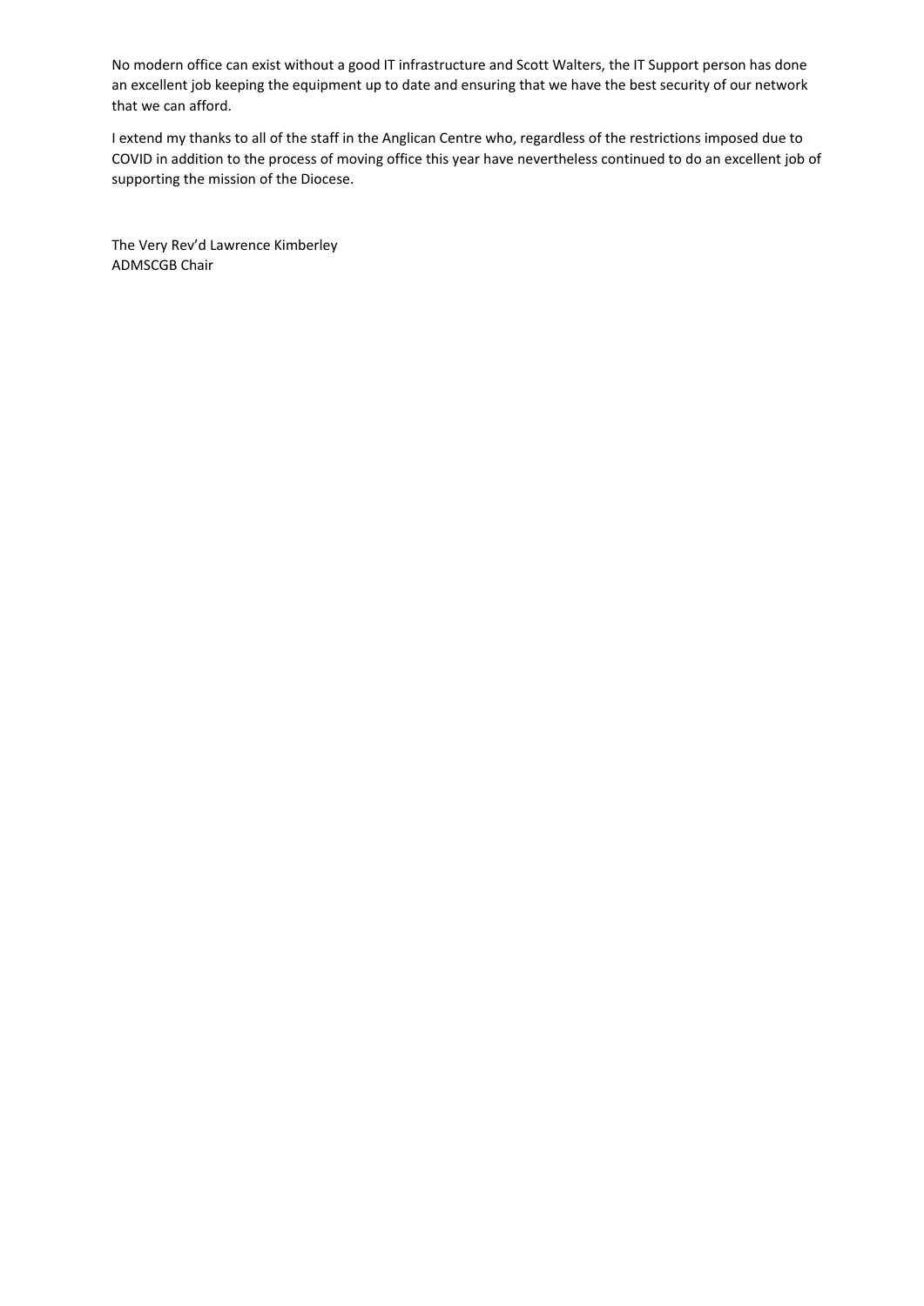No modern office can exist without a good IT infrastructure and Scott Walters, the IT Support person has done an excellent job keeping the equipment up to date and ensuring that we have the best security of our network that we can afford.

I extend my thanks to all of the staff in the Anglican Centre who, regardless of the restrictions imposed due to COVID in addition to the process of moving office this year have nevertheless continued to do an excellent job of supporting the mission of the Diocese.

The Very Rev'd Lawrence Kimberley
ADMSCGB Chair